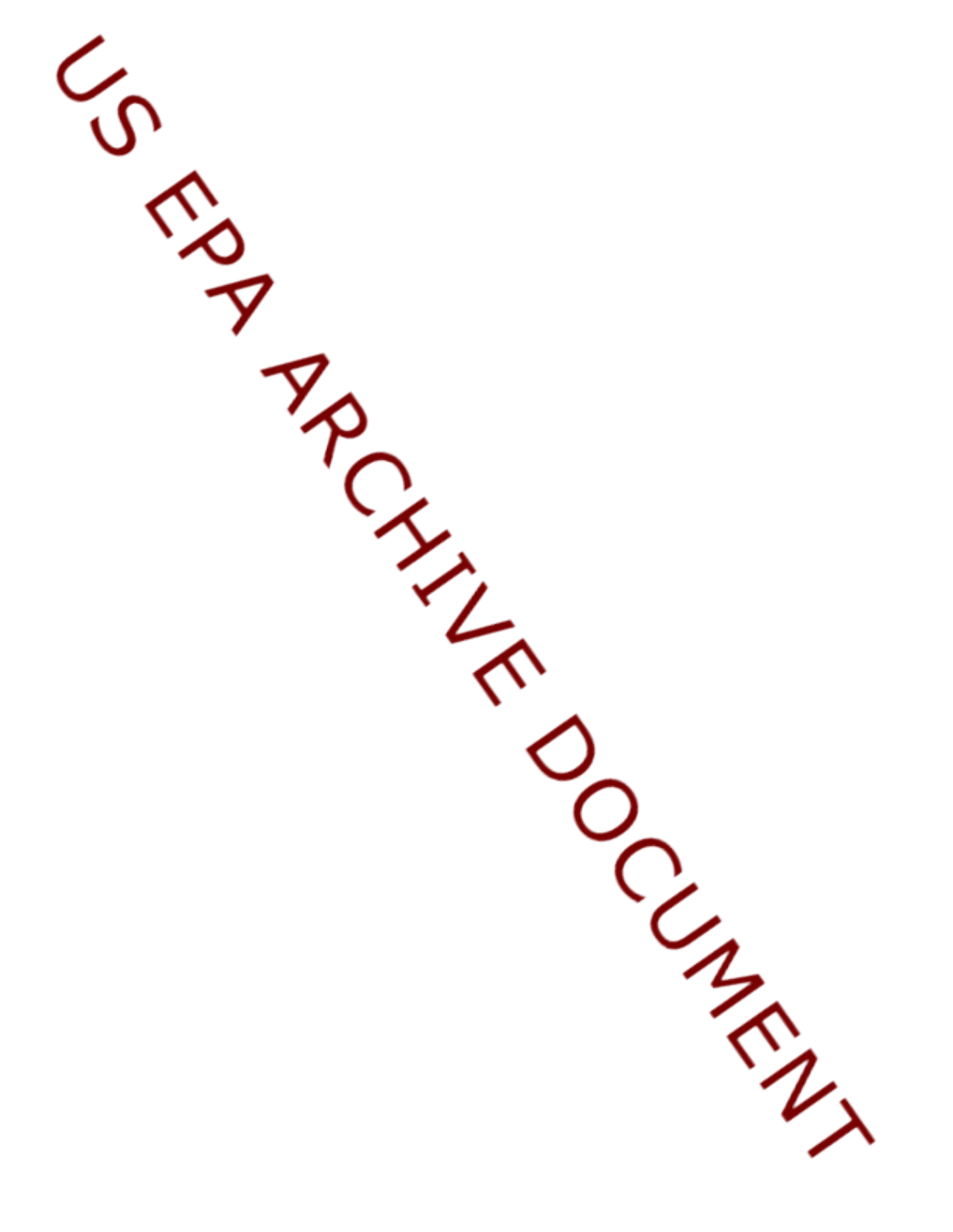US EPA ARCHIVE DOCUMENT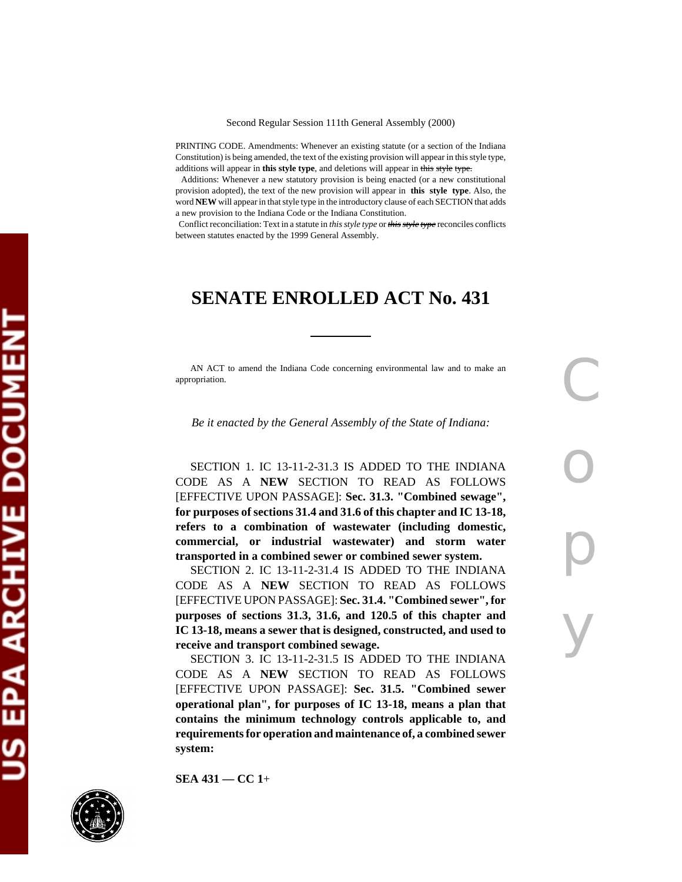Second Regular Session 111th General Assembly (2000)

PRINTING CODE. Amendments: Whenever an existing statute (or a section of the Indiana Constitution) is being amended, the text of the existing provision will appear in this style type, additions will appear in **this style type**, and deletions will appear in ~~this style type.~~

Additions: Whenever a new statutory provision is being enacted (or a new constitutional provision adopted), the text of the new provision will appear in **this style type**. Also, the word **NEW** will appear in that style type in the introductory clause of each SECTION that adds a new provision to the Indiana Code or the Indiana Constitution.

Conflict reconciliation: Text in a statute in *this style type* or ~~*this style type*~~ reconciles conflicts between statutes enacted by the 1999 General Assembly.

# SENATE ENROLLED ACT No. 431

AN ACT to amend the Indiana Code concerning environmental law and to make an appropriation.

*Be it enacted by the General Assembly of the State of Indiana:*

SECTION 1. IC 13-11-2-31.3 IS ADDED TO THE INDIANA CODE AS A **NEW** SECTION TO READ AS FOLLOWS [EFFECTIVE UPON PASSAGE]: **Sec. 31.3. "Combined sewage", for purposes of sections 31.4 and 31.6 of this chapter and IC 13-18, refers to a combination of wastewater (including domestic, commercial, or industrial wastewater) and storm water transported in a combined sewer or combined sewer system.**

SECTION 2. IC 13-11-2-31.4 IS ADDED TO THE INDIANA CODE AS A **NEW** SECTION TO READ AS FOLLOWS [EFFECTIVE UPON PASSAGE]: **Sec. 31.4. "Combined sewer", for purposes of sections 31.3, 31.6, and 120.5 of this chapter and IC 13-18, means a sewer that is designed, constructed, and used to receive and transport combined sewage.**

SECTION 3. IC 13-11-2-31.5 IS ADDED TO THE INDIANA CODE AS A **NEW** SECTION TO READ AS FOLLOWS [EFFECTIVE UPON PASSAGE]: **Sec. 31.5. "Combined sewer operational plan", for purposes of IC 13-18, means a plan that contains the minimum technology controls applicable to, and requirements for operation and maintenance of, a combined sewer system:**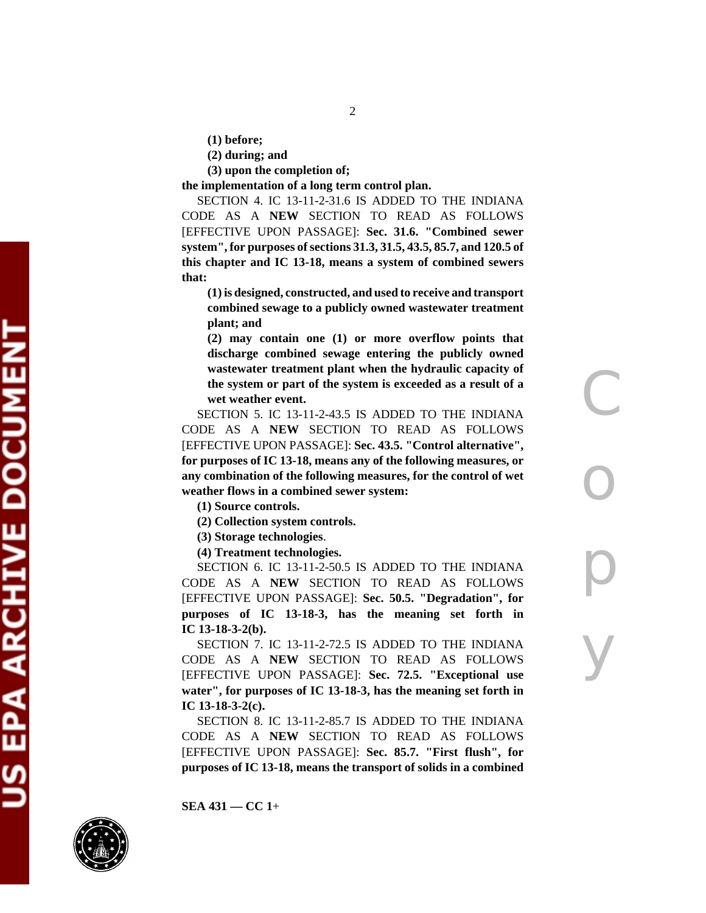**(1) before;**

**(2) during; and**

**(3) upon the completion of;**

**the implementation of a long term control plan.**

SECTION 4. IC 13-11-2-31.6 IS ADDED TO THE INDIANA CODE AS A **NEW** SECTION TO READ AS FOLLOWS [EFFECTIVE UPON PASSAGE]: **Sec. 31.6. "Combined sewer system", for purposes of sections 31.3, 31.5, 43.5, 85.7, and 120.5 of this chapter and IC 13-18, means a system of combined sewers that:**

**(1) is designed, constructed, and used to receive and transport combined sewage to a publicly owned wastewater treatment plant; and**

**(2) may contain one (1) or more overflow points that discharge combined sewage entering the publicly owned wastewater treatment plant when the hydraulic capacity of the system or part of the system is exceeded as a result of a wet weather event.**

SECTION 5. IC 13-11-2-43.5 IS ADDED TO THE INDIANA CODE AS A **NEW** SECTION TO READ AS FOLLOWS [EFFECTIVE UPON PASSAGE]: **Sec. 43.5. "Control alternative", for purposes of IC 13-18, means any of the following measures, or any combination of the following measures, for the control of wet weather flows in a combined sewer system:**

**(1) Source controls.**

**(2) Collection system controls.**

**(3) Storage technologies.**

**(4) Treatment technologies.**

SECTION 6. IC 13-11-2-50.5 IS ADDED TO THE INDIANA CODE AS A **NEW** SECTION TO READ AS FOLLOWS [EFFECTIVE UPON PASSAGE]: **Sec. 50.5. "Degradation", for purposes of IC 13-18-3, has the meaning set forth in IC 13-18-3-2(b).**

SECTION 7. IC 13-11-2-72.5 IS ADDED TO THE INDIANA CODE AS A **NEW** SECTION TO READ AS FOLLOWS [EFFECTIVE UPON PASSAGE]: **Sec. 72.5. "Exceptional use water", for purposes of IC 13-18-3, has the meaning set forth in IC 13-18-3-2(c).**

SECTION 8. IC 13-11-2-85.7 IS ADDED TO THE INDIANA CODE AS A **NEW** SECTION TO READ AS FOLLOWS [EFFECTIVE UPON PASSAGE]: **Sec. 85.7. "First flush", for purposes of IC 13-18, means the transport of solids in a combined**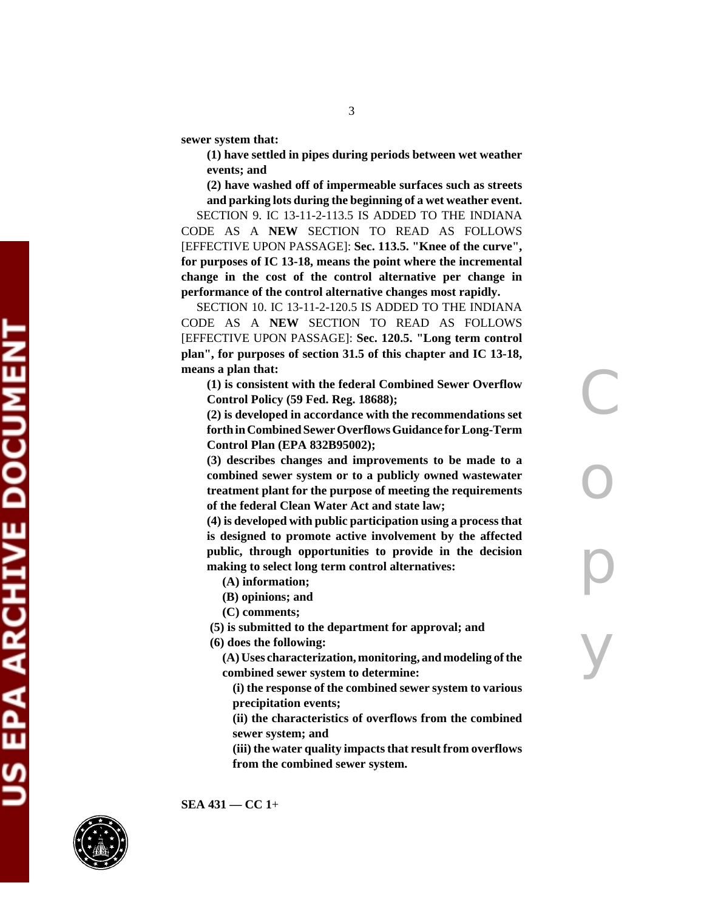**sewer system that:**

**(1) have settled in pipes during periods between wet weather events; and**

**(2) have washed off of impermeable surfaces such as streets and parking lots during the beginning of a wet weather event.**

SECTION 9. IC 13-11-2-113.5 IS ADDED TO THE INDIANA CODE AS A **NEW** SECTION TO READ AS FOLLOWS [EFFECTIVE UPON PASSAGE]: **Sec. 113.5. "Knee of the curve", for purposes of IC 13-18, means the point where the incremental change in the cost of the control alternative per change in performance of the control alternative changes most rapidly.**

SECTION 10. IC 13-11-2-120.5 IS ADDED TO THE INDIANA CODE AS A **NEW** SECTION TO READ AS FOLLOWS [EFFECTIVE UPON PASSAGE]: **Sec. 120.5. "Long term control plan", for purposes of section 31.5 of this chapter and IC 13-18, means a plan that:**

**(1) is consistent with the federal Combined Sewer Overflow Control Policy (59 Fed. Reg. 18688);**

**(2) is developed in accordance with the recommendations set forth in Combined Sewer Overflows Guidance for Long-Term Control Plan (EPA 832B95002);**

**(3) describes changes and improvements to be made to a combined sewer system or to a publicly owned wastewater treatment plant for the purpose of meeting the requirements of the federal Clean Water Act and state law;**

**(4) is developed with public participation using a process that is designed to promote active involvement by the affected public, through opportunities to provide in the decision making to select long term control alternatives:**

**(A) information;**

**(B) opinions; and**

**(C) comments;**

**(5) is submitted to the department for approval; and**

**(6) does the following:**

**(A) Uses characterization, monitoring, and modeling of the combined sewer system to determine:**

**(i) the response of the combined sewer system to various precipitation events;**

**(ii) the characteristics of overflows from the combined sewer system; and**

**(iii) the water quality impacts that result from overflows from the combined sewer system.**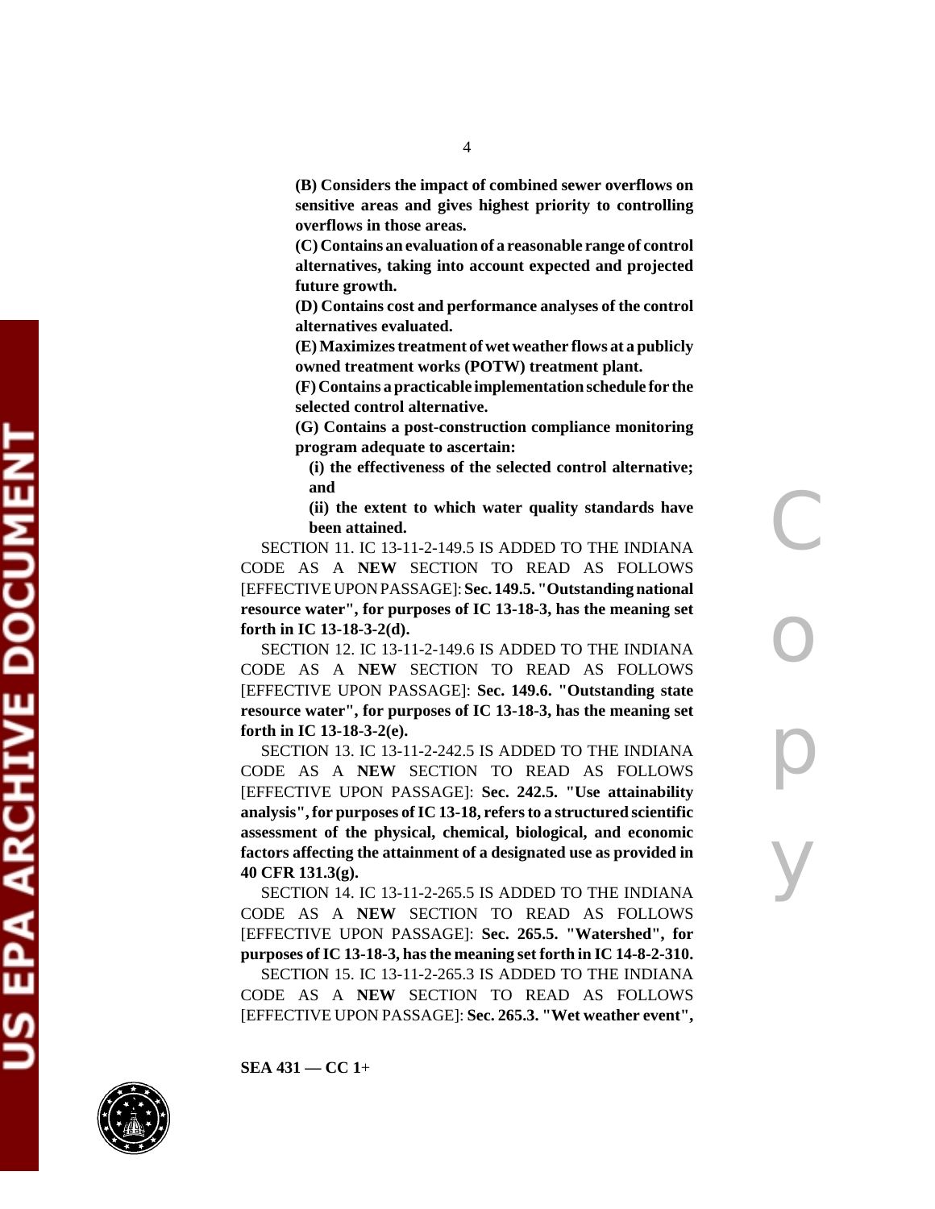**(B) Considers the impact of combined sewer overflows on sensitive areas and gives highest priority to controlling overflows in those areas.**

**(C) Contains an evaluation of a reasonable range of control alternatives, taking into account expected and projected future growth.**

**(D) Contains cost and performance analyses of the control alternatives evaluated.**

**(E) Maximizes treatment of wet weather flows at a publicly owned treatment works (POTW) treatment plant.**

**(F) Contains a practicable implementation schedule for the selected control alternative.**

**(G) Contains a post-construction compliance monitoring program adequate to ascertain:**

**(i) the effectiveness of the selected control alternative; and**

**(ii) the extent to which water quality standards have been attained.**

SECTION 11. IC 13-11-2-149.5 IS ADDED TO THE INDIANA CODE AS A **NEW** SECTION TO READ AS FOLLOWS [EFFECTIVE UPON PASSAGE]: **Sec. 149.5. "Outstanding national resource water", for purposes of IC 13-18-3, has the meaning set forth in IC 13-18-3-2(d).**

SECTION 12. IC 13-11-2-149.6 IS ADDED TO THE INDIANA CODE AS A **NEW** SECTION TO READ AS FOLLOWS [EFFECTIVE UPON PASSAGE]: **Sec. 149.6. "Outstanding state resource water", for purposes of IC 13-18-3, has the meaning set forth in IC 13-18-3-2(e).**

SECTION 13. IC 13-11-2-242.5 IS ADDED TO THE INDIANA CODE AS A **NEW** SECTION TO READ AS FOLLOWS [EFFECTIVE UPON PASSAGE]: **Sec. 242.5. "Use attainability analysis", for purposes of IC 13-18, refers to a structured scientific assessment of the physical, chemical, biological, and economic factors affecting the attainment of a designated use as provided in 40 CFR 131.3(g).**

SECTION 14. IC 13-11-2-265.5 IS ADDED TO THE INDIANA CODE AS A **NEW** SECTION TO READ AS FOLLOWS [EFFECTIVE UPON PASSAGE]: **Sec. 265.5. "Watershed", for purposes of IC 13-18-3, has the meaning set forth in IC 14-8-2-310.**

SECTION 15. IC 13-11-2-265.3 IS ADDED TO THE INDIANA CODE AS A **NEW** SECTION TO READ AS FOLLOWS [EFFECTIVE UPON PASSAGE]: **Sec. 265.3. "Wet weather event",**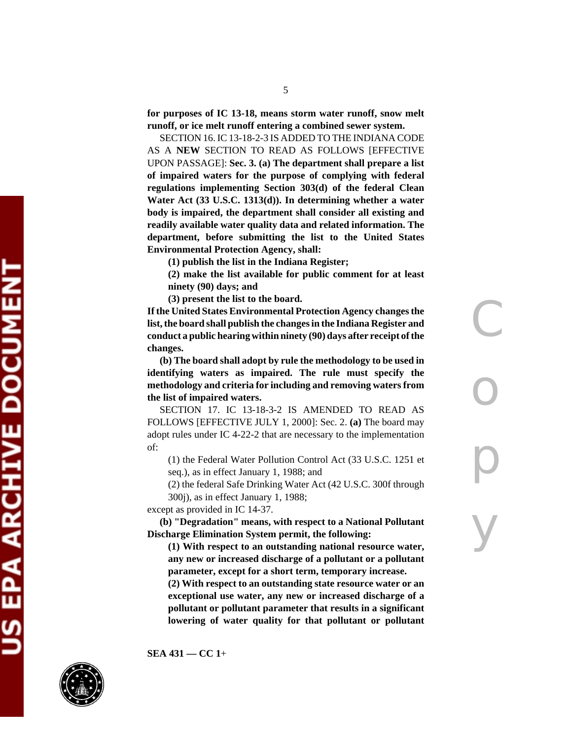**for purposes of IC 13-18, means storm water runoff, snow melt runoff, or ice melt runoff entering a combined sewer system.**

SECTION 16. IC 13-18-2-3 IS ADDED TO THE INDIANA CODE AS A **NEW** SECTION TO READ AS FOLLOWS [EFFECTIVE UPON PASSAGE]: **Sec. 3. (a) The department shall prepare a list of impaired waters for the purpose of complying with federal regulations implementing Section 303(d) of the federal Clean Water Act (33 U.S.C. 1313(d)). In determining whether a water body is impaired, the department shall consider all existing and readily available water quality data and related information. The department, before submitting the list to the United States Environmental Protection Agency, shall:**

**(1) publish the list in the Indiana Register;**

**(2) make the list available for public comment for at least ninety (90) days; and**

**(3) present the list to the board.**

**If the United States Environmental Protection Agency changes the list, the board shall publish the changes in the Indiana Register and conduct a public hearing within ninety (90) days after receipt of the changes.**

**(b) The board shall adopt by rule the methodology to be used in identifying waters as impaired. The rule must specify the methodology and criteria for including and removing waters from the list of impaired waters.**

SECTION 17. IC 13-18-3-2 IS AMENDED TO READ AS FOLLOWS [EFFECTIVE JULY 1, 2000]: Sec. 2. **(a)** The board may adopt rules under IC 4-22-2 that are necessary to the implementation of:

(1) the Federal Water Pollution Control Act (33 U.S.C. 1251 et seq.), as in effect January 1, 1988; and

(2) the federal Safe Drinking Water Act (42 U.S.C. 300f through 300j), as in effect January 1, 1988;

except as provided in IC 14-37.

**(b) "Degradation" means, with respect to a National Pollutant Discharge Elimination System permit, the following:**

**(1) With respect to an outstanding national resource water, any new or increased discharge of a pollutant or a pollutant parameter, except for a short term, temporary increase.**

**(2) With respect to an outstanding state resource water or an exceptional use water, any new or increased discharge of a pollutant or pollutant parameter that results in a significant lowering of water quality for that pollutant or pollutant**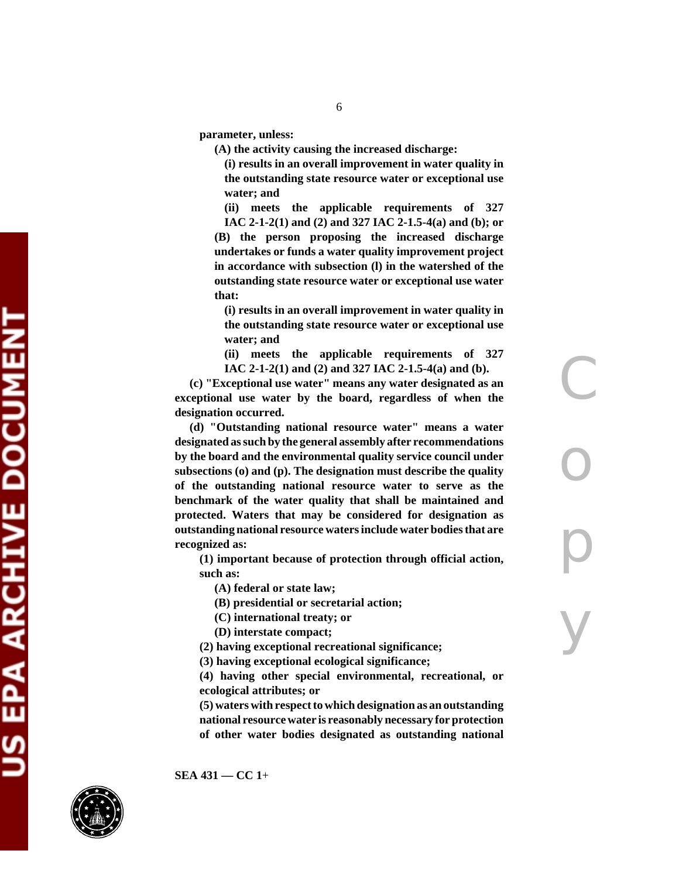**parameter, unless:**

**(A) the activity causing the increased discharge:**

**(i) results in an overall improvement in water quality in the outstanding state resource water or exceptional use water; and**

**(ii) meets the applicable requirements of 327 IAC 2-1-2(1) and (2) and 327 IAC 2-1.5-4(a) and (b); or**

**(B) the person proposing the increased discharge undertakes or funds a water quality improvement project in accordance with subsection (l) in the watershed of the outstanding state resource water or exceptional use water that:**

**(i) results in an overall improvement in water quality in the outstanding state resource water or exceptional use water; and**

**(ii) meets the applicable requirements of 327 IAC 2-1-2(1) and (2) and 327 IAC 2-1.5-4(a) and (b).**

**(c) "Exceptional use water" means any water designated as an exceptional use water by the board, regardless of when the designation occurred.**

**(d) "Outstanding national resource water" means a water designated as such by the general assembly after recommendations by the board and the environmental quality service council under subsections (o) and (p). The designation must describe the quality of the outstanding national resource water to serve as the benchmark of the water quality that shall be maintained and protected. Waters that may be considered for designation as outstanding national resource waters include water bodies that are recognized as:**

**(1) important because of protection through official action, such as:**

**(A) federal or state law;**

**(B) presidential or secretarial action;**

**(C) international treaty; or**

**(D) interstate compact;**

**(2) having exceptional recreational significance;**

**(3) having exceptional ecological significance;**

**(4) having other special environmental, recreational, or ecological attributes; or**

**(5) waters with respect to which designation as an outstanding national resource water is reasonably necessary for protection of other water bodies designated as outstanding national**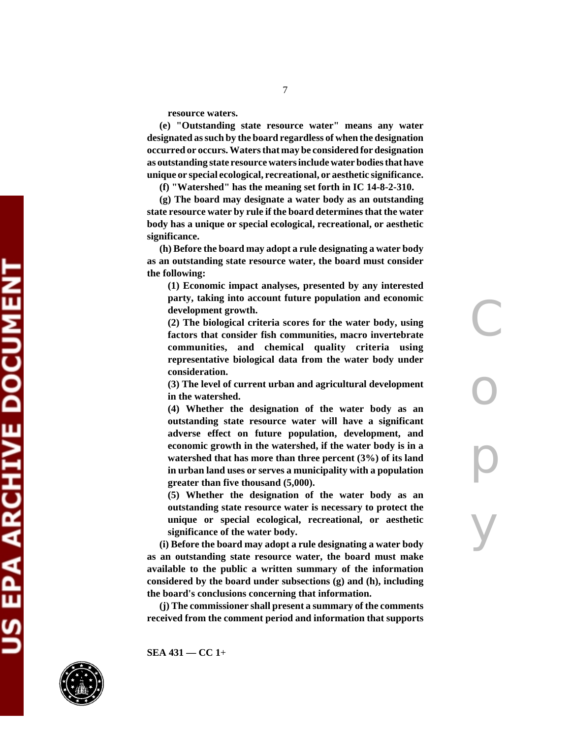**resource waters.**

**(e) "Outstanding state resource water" means any water designated as such by the board regardless of when the designation occurred or occurs. Waters that may be considered for designation as outstanding state resource waters include water bodies that have unique or special ecological, recreational, or aesthetic significance.**

**(f) "Watershed" has the meaning set forth in IC 14-8-2-310.**

**(g) The board may designate a water body as an outstanding state resource water by rule if the board determines that the water body has a unique or special ecological, recreational, or aesthetic significance.**

**(h) Before the board may adopt a rule designating a water body as an outstanding state resource water, the board must consider the following:**

> **(1) Economic impact analyses, presented by any interested party, taking into account future population and economic development growth.**
>
> **(2) The biological criteria scores for the water body, using factors that consider fish communities, macro invertebrate communities, and chemical quality criteria using representative biological data from the water body under consideration.**
>
> **(3) The level of current urban and agricultural development in the watershed.**
>
> **(4) Whether the designation of the water body as an outstanding state resource water will have a significant adverse effect on future population, development, and economic growth in the watershed, if the water body is in a watershed that has more than three percent (3%) of its land in urban land uses or serves a municipality with a population greater than five thousand (5,000).**
>
> **(5) Whether the designation of the water body as an outstanding state resource water is necessary to protect the unique or special ecological, recreational, or aesthetic significance of the water body.**

**(i) Before the board may adopt a rule designating a water body as an outstanding state resource water, the board must make available to the public a written summary of the information considered by the board under subsections (g) and (h), including the board's conclusions concerning that information.**

**(j) The commissioner shall present a summary of the comments received from the comment period and information that supports**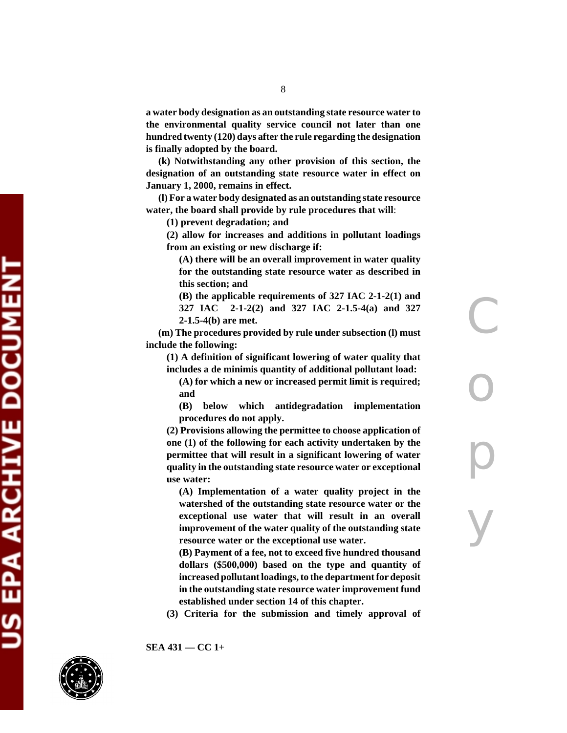**a water body designation as an outstanding state resource water to the environmental quality service council not later than one hundred twenty (120) days after the rule regarding the designation is finally adopted by the board.**

**(k) Notwithstanding any other provision of this section, the designation of an outstanding state resource water in effect on January 1, 2000, remains in effect.**

**(l) For a water body designated as an outstanding state resource water, the board shall provide by rule procedures that will**:

**(1) prevent degradation; and**

**(2) allow for increases and additions in pollutant loadings from an existing or new discharge if:**

**(A) there will be an overall improvement in water quality for the outstanding state resource water as described in this section; and**

**(B) the applicable requirements of 327 IAC 2-1-2(1) and 327 IAC 2-1-2(2) and 327 IAC 2-1.5-4(a) and 327 2-1.5-4(b) are met.**

**(m) The procedures provided by rule under subsection (l) must include the following:**

**(1) A definition of significant lowering of water quality that includes a de minimis quantity of additional pollutant load:**

**(A) for which a new or increased permit limit is required; and**

**(B) below which antidegradation implementation procedures do not apply.**

**(2) Provisions allowing the permittee to choose application of one (1) of the following for each activity undertaken by the permittee that will result in a significant lowering of water quality in the outstanding state resource water or exceptional use water:**

**(A) Implementation of a water quality project in the watershed of the outstanding state resource water or the exceptional use water that will result in an overall improvement of the water quality of the outstanding state resource water or the exceptional use water.**

**(B) Payment of a fee, not to exceed five hundred thousand dollars ($500,000) based on the type and quantity of increased pollutant loadings, to the department for deposit in the outstanding state resource water improvement fund established under section 14 of this chapter.**

**(3) Criteria for the submission and timely approval of**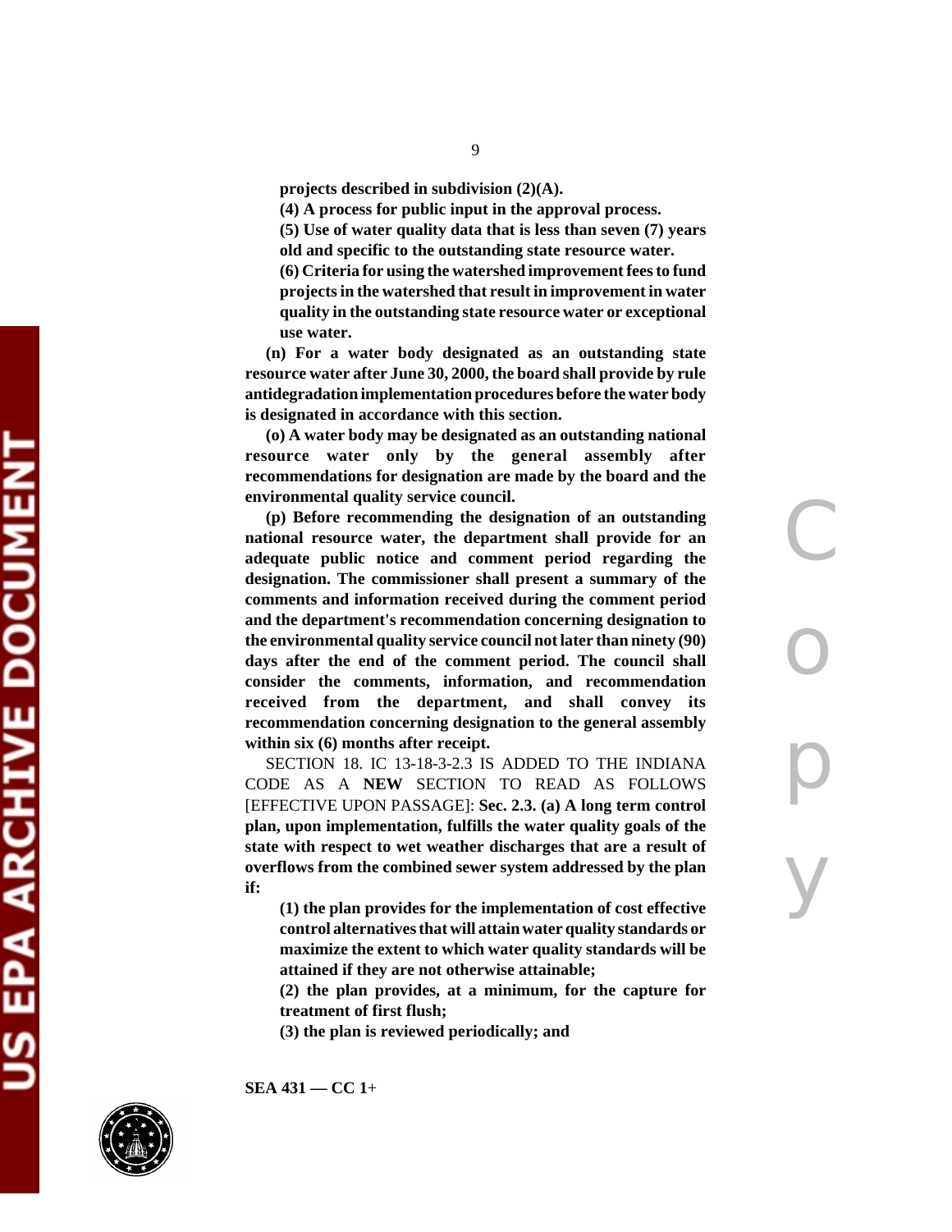**projects described in subdivision (2)(A).**

**(4) A process for public input in the approval process.**

**(5) Use of water quality data that is less than seven (7) years old and specific to the outstanding state resource water.**

**(6) Criteria for using the watershed improvement fees to fund projects in the watershed that result in improvement in water quality in the outstanding state resource water or exceptional use water.**

**(n) For a water body designated as an outstanding state resource water after June 30, 2000, the board shall provide by rule antidegradation implementation procedures before the water body is designated in accordance with this section.**

**(o) A water body may be designated as an outstanding national resource water only by the general assembly after recommendations for designation are made by the board and the environmental quality service council.**

**(p) Before recommending the designation of an outstanding national resource water, the department shall provide for an adequate public notice and comment period regarding the designation. The commissioner shall present a summary of the comments and information received during the comment period and the department's recommendation concerning designation to the environmental quality service council not later than ninety (90) days after the end of the comment period. The council shall consider the comments, information, and recommendation received from the department, and shall convey its recommendation concerning designation to the general assembly within six (6) months after receipt.**

SECTION 18. IC 13-18-3-2.3 IS ADDED TO THE INDIANA CODE AS A **NEW** SECTION TO READ AS FOLLOWS [EFFECTIVE UPON PASSAGE]: **Sec. 2.3. (a) A long term control plan, upon implementation, fulfills the water quality goals of the state with respect to wet weather discharges that are a result of overflows from the combined sewer system addressed by the plan if:**

**(1) the plan provides for the implementation of cost effective control alternatives that will attain water quality standards or maximize the extent to which water quality standards will be attained if they are not otherwise attainable;**

**(2) the plan provides, at a minimum, for the capture for treatment of first flush;**

**(3) the plan is reviewed periodically; and**

SEA 431 — CC 1+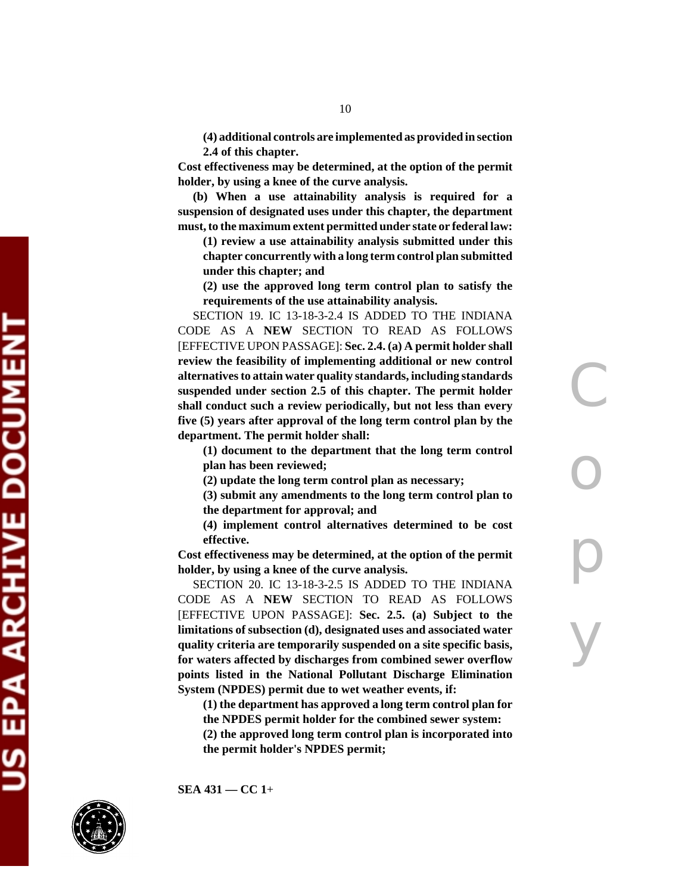**(4) additional controls are implemented as provided in section 2.4 of this chapter.**

**Cost effectiveness may be determined, at the option of the permit holder, by using a knee of the curve analysis.**

**(b) When a use attainability analysis is required for a suspension of designated uses under this chapter, the department must, to the maximum extent permitted under state or federal law:**

**(1) review a use attainability analysis submitted under this chapter concurrently with a long term control plan submitted under this chapter; and**

**(2) use the approved long term control plan to satisfy the requirements of the use attainability analysis.**

SECTION 19. IC 13-18-3-2.4 IS ADDED TO THE INDIANA CODE AS A **NEW** SECTION TO READ AS FOLLOWS [EFFECTIVE UPON PASSAGE]: **Sec. 2.4. (a) A permit holder shall review the feasibility of implementing additional or new control alternatives to attain water quality standards, including standards suspended under section 2.5 of this chapter. The permit holder shall conduct such a review periodically, but not less than every five (5) years after approval of the long term control plan by the department. The permit holder shall:**

**(1) document to the department that the long term control plan has been reviewed;**

**(2) update the long term control plan as necessary;**

**(3) submit any amendments to the long term control plan to the department for approval; and**

**(4) implement control alternatives determined to be cost effective.**

**Cost effectiveness may be determined, at the option of the permit holder, by using a knee of the curve analysis.**

SECTION 20. IC 13-18-3-2.5 IS ADDED TO THE INDIANA CODE AS A **NEW** SECTION TO READ AS FOLLOWS [EFFECTIVE UPON PASSAGE]: **Sec. 2.5. (a) Subject to the limitations of subsection (d), designated uses and associated water quality criteria are temporarily suspended on a site specific basis, for waters affected by discharges from combined sewer overflow points listed in the National Pollutant Discharge Elimination System (NPDES) permit due to wet weather events, if:**

**(1) the department has approved a long term control plan for the NPDES permit holder for the combined sewer system:**

**(2) the approved long term control plan is incorporated into the permit holder's NPDES permit;**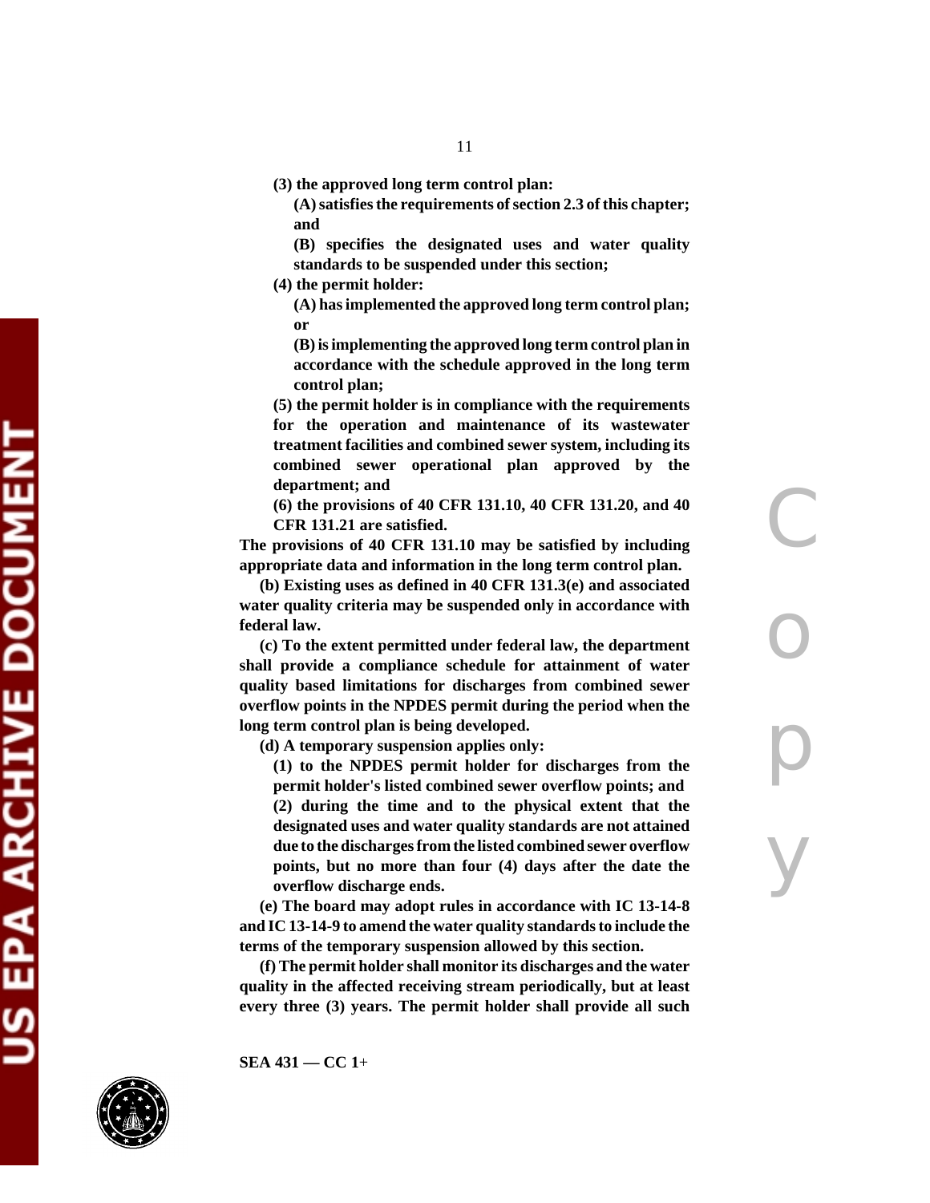**(3) the approved long term control plan:**

**(A) satisfies the requirements of section 2.3 of this chapter; and**

**(B) specifies the designated uses and water quality standards to be suspended under this section;**

**(4) the permit holder:**

**(A) has implemented the approved long term control plan; or**

**(B) is implementing the approved long term control plan in accordance with the schedule approved in the long term control plan;**

**(5) the permit holder is in compliance with the requirements for the operation and maintenance of its wastewater treatment facilities and combined sewer system, including its combined sewer operational plan approved by the department; and**

**(6) the provisions of 40 CFR 131.10, 40 CFR 131.20, and 40 CFR 131.21 are satisfied.**

**The provisions of 40 CFR 131.10 may be satisfied by including appropriate data and information in the long term control plan.**

**(b) Existing uses as defined in 40 CFR 131.3(e) and associated water quality criteria may be suspended only in accordance with federal law.**

**(c) To the extent permitted under federal law, the department shall provide a compliance schedule for attainment of water quality based limitations for discharges from combined sewer overflow points in the NPDES permit during the period when the long term control plan is being developed.**

**(d) A temporary suspension applies only:**

**(1) to the NPDES permit holder for discharges from the permit holder's listed combined sewer overflow points; and**

**(2) during the time and to the physical extent that the designated uses and water quality standards are not attained due to the discharges from the listed combined sewer overflow points, but no more than four (4) days after the date the overflow discharge ends.**

**(e) The board may adopt rules in accordance with IC 13-14-8 and IC 13-14-9 to amend the water quality standards to include the terms of the temporary suspension allowed by this section.**

**(f) The permit holder shall monitor its discharges and the water quality in the affected receiving stream periodically, but at least every three (3) years. The permit holder shall provide all such**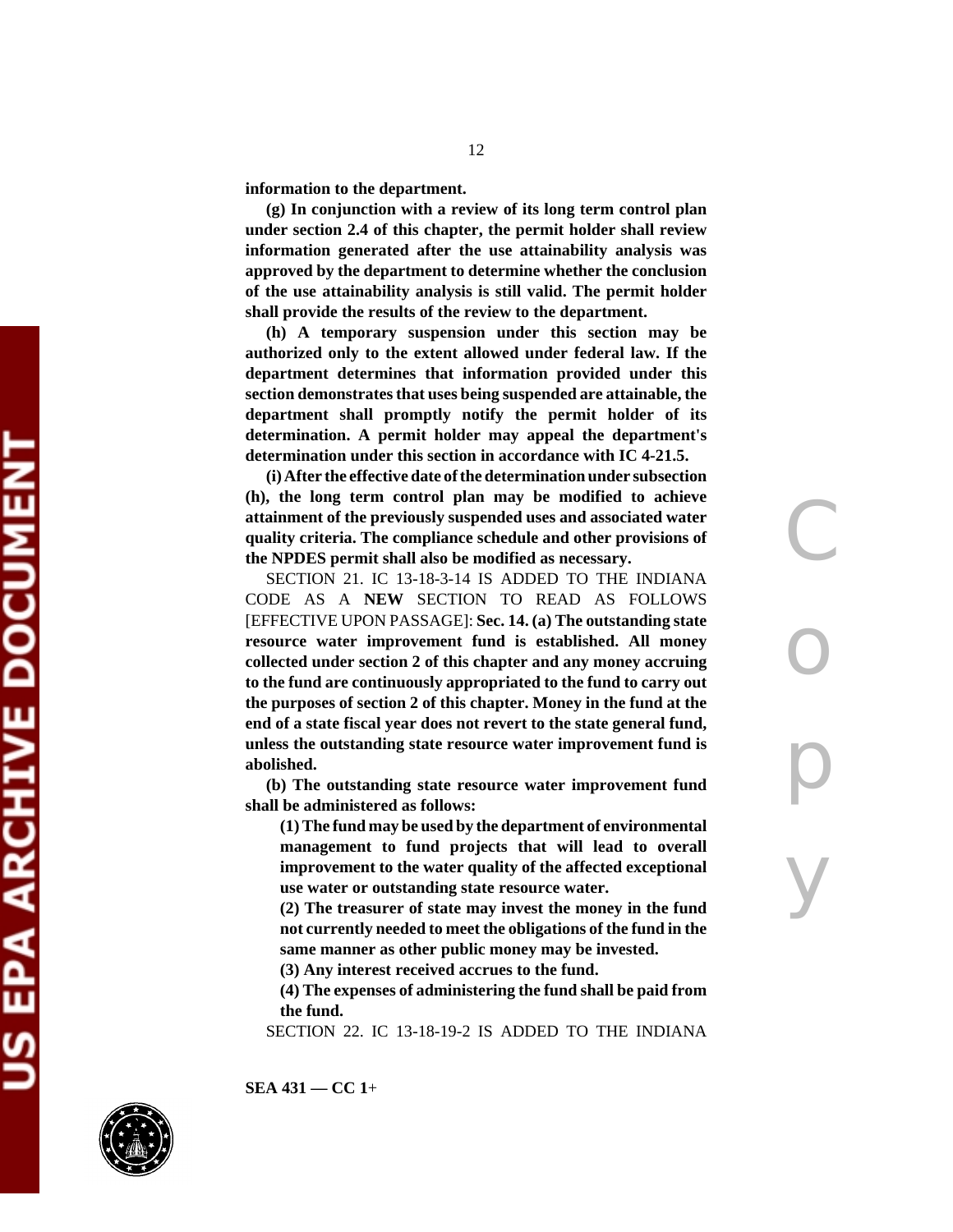**information to the department.**

**(g) In conjunction with a review of its long term control plan under section 2.4 of this chapter, the permit holder shall review information generated after the use attainability analysis was approved by the department to determine whether the conclusion of the use attainability analysis is still valid. The permit holder shall provide the results of the review to the department.**

**(h) A temporary suspension under this section may be authorized only to the extent allowed under federal law. If the department determines that information provided under this section demonstrates that uses being suspended are attainable, the department shall promptly notify the permit holder of its determination. A permit holder may appeal the department's determination under this section in accordance with IC 4-21.5.**

**(i) After the effective date of the determination under subsection (h), the long term control plan may be modified to achieve attainment of the previously suspended uses and associated water quality criteria. The compliance schedule and other provisions of the NPDES permit shall also be modified as necessary.**

SECTION 21. IC 13-18-3-14 IS ADDED TO THE INDIANA CODE AS A **NEW** SECTION TO READ AS FOLLOWS [EFFECTIVE UPON PASSAGE]: **Sec. 14. (a) The outstanding state resource water improvement fund is established. All money collected under section 2 of this chapter and any money accruing to the fund are continuously appropriated to the fund to carry out the purposes of section 2 of this chapter. Money in the fund at the end of a state fiscal year does not revert to the state general fund, unless the outstanding state resource water improvement fund is abolished.**

**(b) The outstanding state resource water improvement fund shall be administered as follows:**

**(1) The fund may be used by the department of environmental management to fund projects that will lead to overall improvement to the water quality of the affected exceptional use water or outstanding state resource water.**

**(2) The treasurer of state may invest the money in the fund not currently needed to meet the obligations of the fund in the same manner as other public money may be invested.**

**(3) Any interest received accrues to the fund.**

**(4) The expenses of administering the fund shall be paid from the fund.**

SECTION 22. IC 13-18-19-2 IS ADDED TO THE INDIANA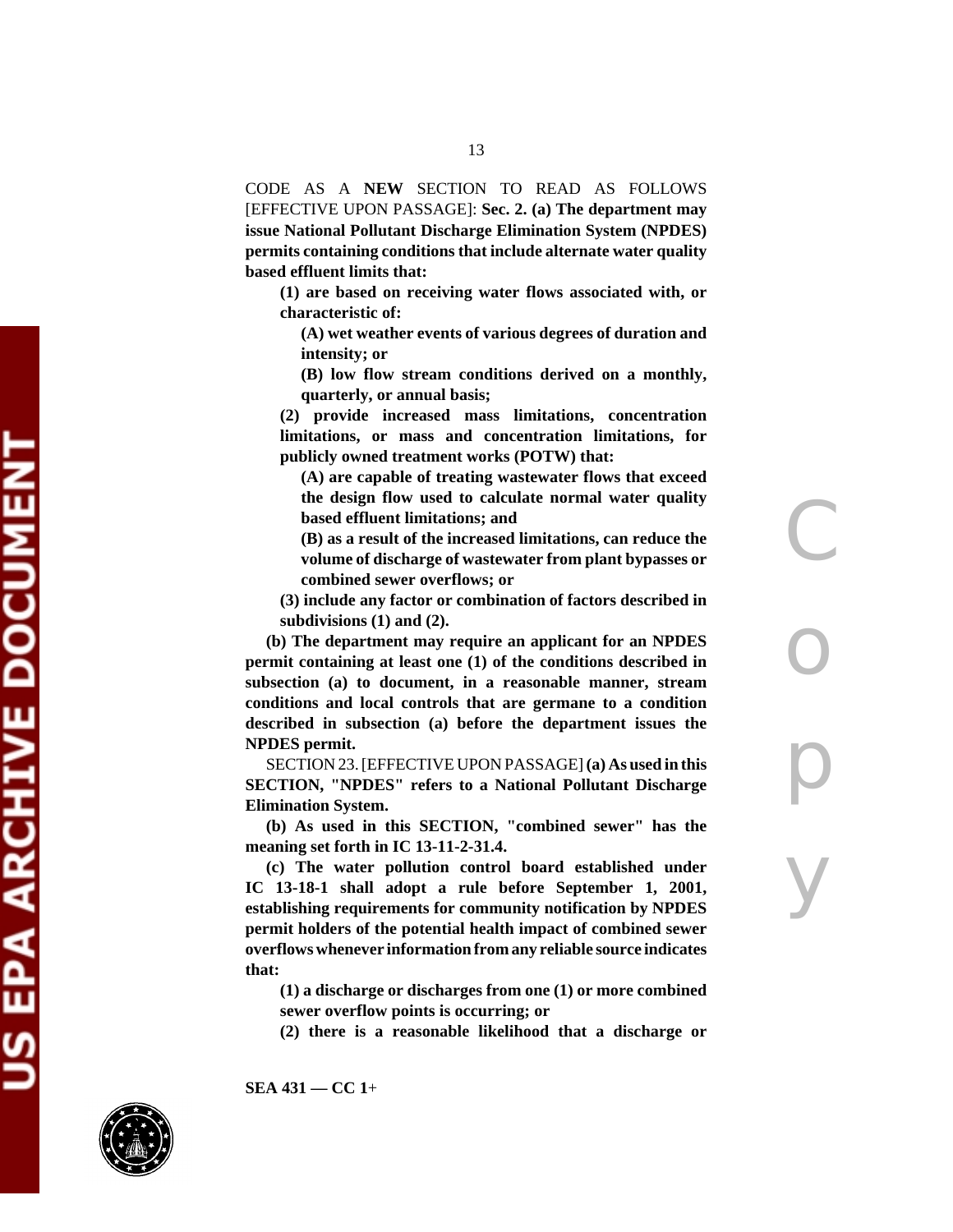CODE AS A **NEW** SECTION TO READ AS FOLLOWS [EFFECTIVE UPON PASSAGE]: **Sec. 2. (a) The department may issue National Pollutant Discharge Elimination System (NPDES) permits containing conditions that include alternate water quality based effluent limits that:**

> **(1) are based on receiving water flows associated with, or characteristic of:**
>
> > **(A) wet weather events of various degrees of duration and intensity; or**
> >
> > **(B) low flow stream conditions derived on a monthly, quarterly, or annual basis;**
>
> **(2) provide increased mass limitations, concentration limitations, or mass and concentration limitations, for publicly owned treatment works (POTW) that:**
>
> > **(A) are capable of treating wastewater flows that exceed the design flow used to calculate normal water quality based effluent limitations; and**
> >
> > **(B) as a result of the increased limitations, can reduce the volume of discharge of wastewater from plant bypasses or combined sewer overflows; or**
>
> **(3) include any factor or combination of factors described in subdivisions (1) and (2).**

**(b) The department may require an applicant for an NPDES permit containing at least one (1) of the conditions described in subsection (a) to document, in a reasonable manner, stream conditions and local controls that are germane to a condition described in subsection (a) before the department issues the NPDES permit.**

SECTION 23. [EFFECTIVE UPON PASSAGE] **(a) As used in this SECTION, "NPDES" refers to a National Pollutant Discharge Elimination System.**

**(b) As used in this SECTION, "combined sewer" has the meaning set forth in IC 13-11-2-31.4.**

**(c) The water pollution control board established under IC 13-18-1 shall adopt a rule before September 1, 2001, establishing requirements for community notification by NPDES permit holders of the potential health impact of combined sewer overflows whenever information from any reliable source indicates that:**

> **(1) a discharge or discharges from one (1) or more combined sewer overflow points is occurring; or**
>
> **(2) there is a reasonable likelihood that a discharge or**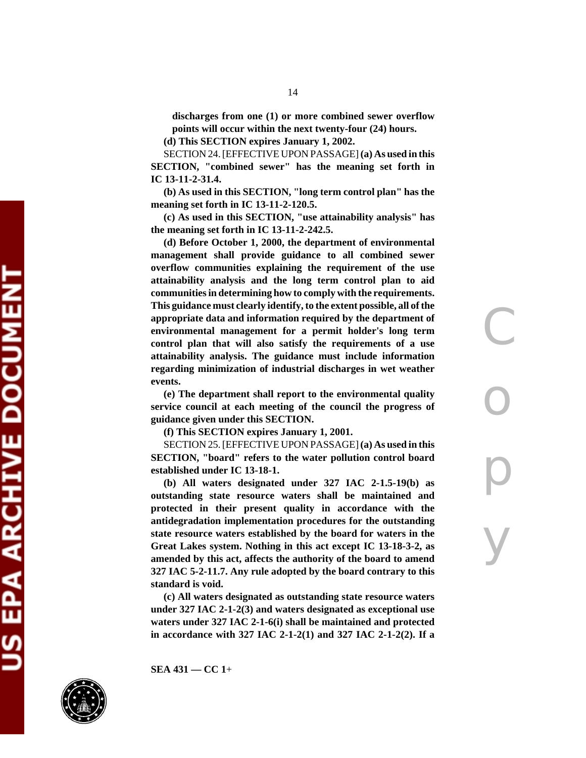**discharges from one (1) or more combined sewer overflow points will occur within the next twenty-four (24) hours.**

**(d) This SECTION expires January 1, 2002.**

SECTION 24. [EFFECTIVE UPON PASSAGE] **(a) As used in this SECTION, "combined sewer" has the meaning set forth in IC 13-11-2-31.4.**

**(b) As used in this SECTION, "long term control plan" has the meaning set forth in IC 13-11-2-120.5.**

**(c) As used in this SECTION, "use attainability analysis" has the meaning set forth in IC 13-11-2-242.5.**

**(d) Before October 1, 2000, the department of environmental management shall provide guidance to all combined sewer overflow communities explaining the requirement of the use attainability analysis and the long term control plan to aid communities in determining how to comply with the requirements. This guidance must clearly identify, to the extent possible, all of the appropriate data and information required by the department of environmental management for a permit holder's long term control plan that will also satisfy the requirements of a use attainability analysis. The guidance must include information regarding minimization of industrial discharges in wet weather events.**

**(e) The department shall report to the environmental quality service council at each meeting of the council the progress of guidance given under this SECTION.**

**(f) This SECTION expires January 1, 2001.**

SECTION 25. [EFFECTIVE UPON PASSAGE] **(a) As used in this SECTION, "board" refers to the water pollution control board established under IC 13-18-1.**

**(b) All waters designated under 327 IAC 2-1.5-19(b) as outstanding state resource waters shall be maintained and protected in their present quality in accordance with the antidegradation implementation procedures for the outstanding state resource waters established by the board for waters in the Great Lakes system. Nothing in this act except IC 13-18-3-2, as amended by this act, affects the authority of the board to amend 327 IAC 5-2-11.7. Any rule adopted by the board contrary to this standard is void.**

**(c) All waters designated as outstanding state resource waters under 327 IAC 2-1-2(3) and waters designated as exceptional use waters under 327 IAC 2-1-6(i) shall be maintained and protected in accordance with 327 IAC 2-1-2(1) and 327 IAC 2-1-2(2). If a**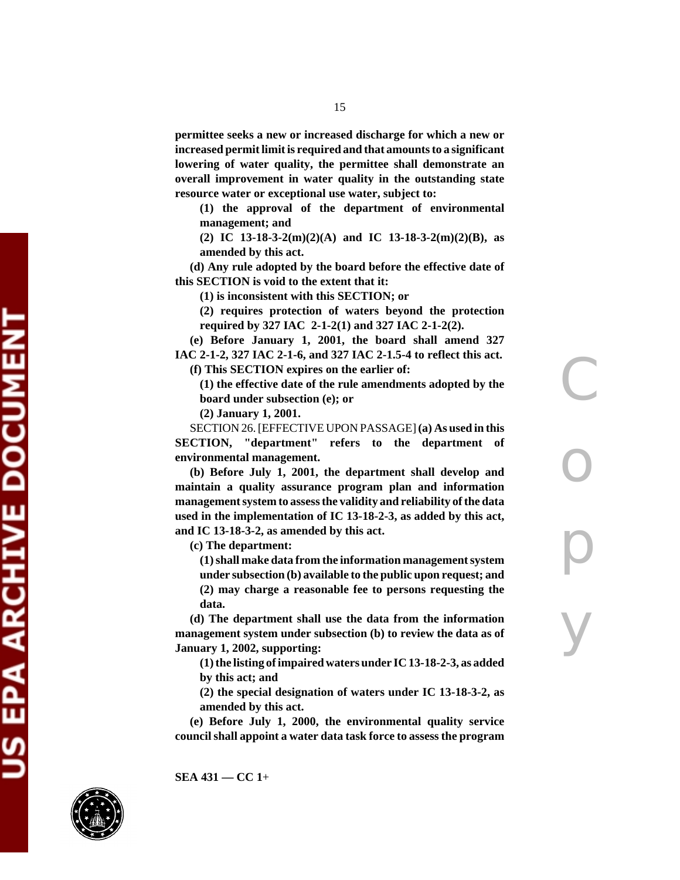**permittee seeks a new or increased discharge for which a new or increased permit limit is required and that amounts to a significant lowering of water quality, the permittee shall demonstrate an overall improvement in water quality in the outstanding state resource water or exceptional use water, subject to:**

**(1) the approval of the department of environmental management; and**

**(2) IC 13-18-3-2(m)(2)(A) and IC 13-18-3-2(m)(2)(B), as amended by this act.**

**(d) Any rule adopted by the board before the effective date of this SECTION is void to the extent that it:**

**(1) is inconsistent with this SECTION; or**

**(2) requires protection of waters beyond the protection required by 327 IAC 2-1-2(1) and 327 IAC 2-1-2(2).**

**(e) Before January 1, 2001, the board shall amend 327 IAC 2-1-2, 327 IAC 2-1-6, and 327 IAC 2-1.5-4 to reflect this act.**

**(f) This SECTION expires on the earlier of:**

**(1) the effective date of the rule amendments adopted by the board under subsection (e); or**

**(2) January 1, 2001.**

SECTION 26. [EFFECTIVE UPON PASSAGE] **(a) As used in this SECTION, "department" refers to the department of environmental management.**

**(b) Before July 1, 2001, the department shall develop and maintain a quality assurance program plan and information management system to assess the validity and reliability of the data used in the implementation of IC 13-18-2-3, as added by this act, and IC 13-18-3-2, as amended by this act.**

**(c) The department:**

**(1) shall make data from the information management system under subsection (b) available to the public upon request; and**

**(2) may charge a reasonable fee to persons requesting the data.**

**(d) The department shall use the data from the information management system under subsection (b) to review the data as of January 1, 2002, supporting:**

**(1) the listing of impaired waters under IC 13-18-2-3, as added by this act; and**

**(2) the special designation of waters under IC 13-18-3-2, as amended by this act.**

**(e) Before July 1, 2000, the environmental quality service council shall appoint a water data task force to assess the program**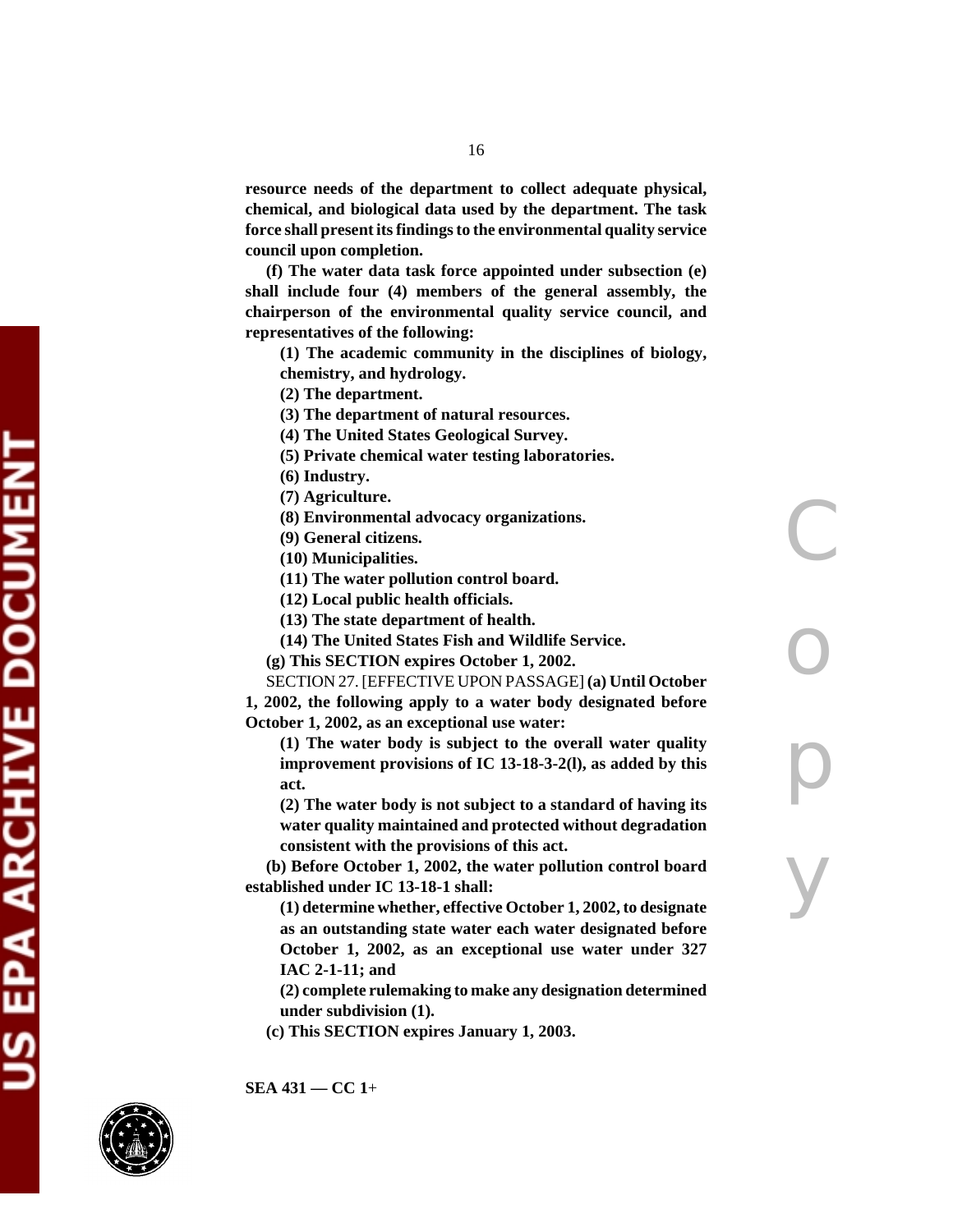**resource needs of the department to collect adequate physical, chemical, and biological data used by the department. The task force shall present its findings to the environmental quality service council upon completion.**

**(f) The water data task force appointed under subsection (e) shall include four (4) members of the general assembly, the chairperson of the environmental quality service council, and representatives of the following:**

**(1) The academic community in the disciplines of biology, chemistry, and hydrology.**

**(2) The department.**

**(3) The department of natural resources.**

**(4) The United States Geological Survey.**

**(5) Private chemical water testing laboratories.**

**(6) Industry.**

**(7) Agriculture.**

**(8) Environmental advocacy organizations.**

**(9) General citizens.**

**(10) Municipalities.**

**(11) The water pollution control board.**

**(12) Local public health officials.**

**(13) The state department of health.**

**(14) The United States Fish and Wildlife Service.**

**(g) This SECTION expires October 1, 2002.**

SECTION 27. [EFFECTIVE UPON PASSAGE] **(a) Until October 1, 2002, the following apply to a water body designated before October 1, 2002, as an exceptional use water:**

**(1) The water body is subject to the overall water quality improvement provisions of IC 13-18-3-2(l), as added by this act.**

**(2) The water body is not subject to a standard of having its water quality maintained and protected without degradation consistent with the provisions of this act.**

**(b) Before October 1, 2002, the water pollution control board established under IC 13-18-1 shall:**

**(1) determine whether, effective October 1, 2002, to designate as an outstanding state water each water designated before October 1, 2002, as an exceptional use water under 327 IAC 2-1-11; and**

**(2) complete rulemaking to make any designation determined under subdivision (1).**

**(c) This SECTION expires January 1, 2003.**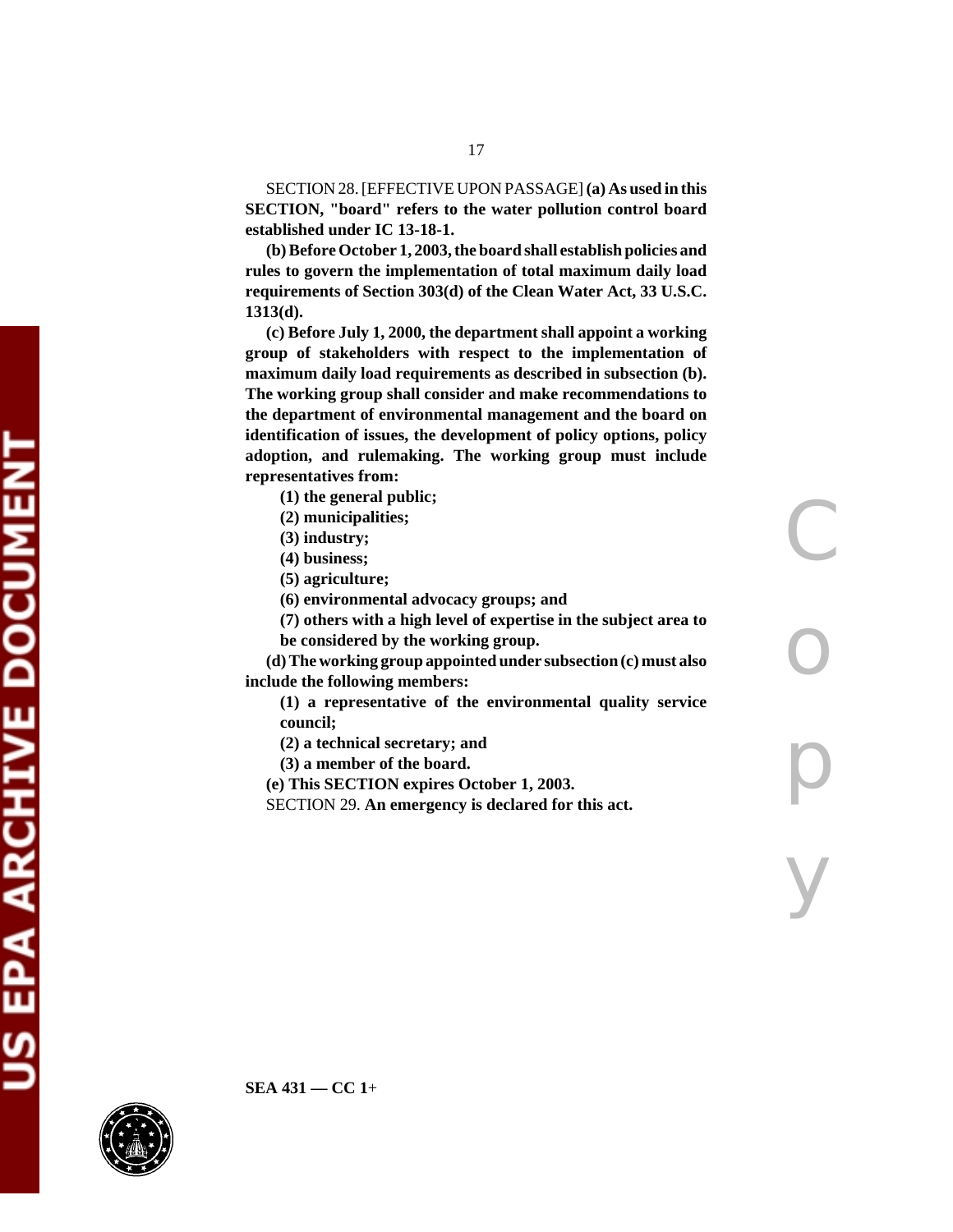SECTION 28. [EFFECTIVE UPON PASSAGE] **(a) As used in this SECTION, "board" refers to the water pollution control board established under IC 13-18-1.**

**(b) Before October 1, 2003, the board shall establish policies and rules to govern the implementation of total maximum daily load requirements of Section 303(d) of the Clean Water Act, 33 U.S.C. 1313(d).**

**(c) Before July 1, 2000, the department shall appoint a working group of stakeholders with respect to the implementation of maximum daily load requirements as described in subsection (b). The working group shall consider and make recommendations to the department of environmental management and the board on identification of issues, the development of policy options, policy adoption, and rulemaking. The working group must include representatives from:**

**(1) the general public;**

**(2) municipalities;**

**(3) industry;**

**(4) business;**

**(5) agriculture;**

**(6) environmental advocacy groups; and**

**(7) others with a high level of expertise in the subject area to be considered by the working group.**

**(d) The working group appointed under subsection (c) must also include the following members:**

**(1) a representative of the environmental quality service council;**

**(2) a technical secretary; and**

**(3) a member of the board.**

**(e) This SECTION expires October 1, 2003.**

SECTION 29. **An emergency is declared for this act.**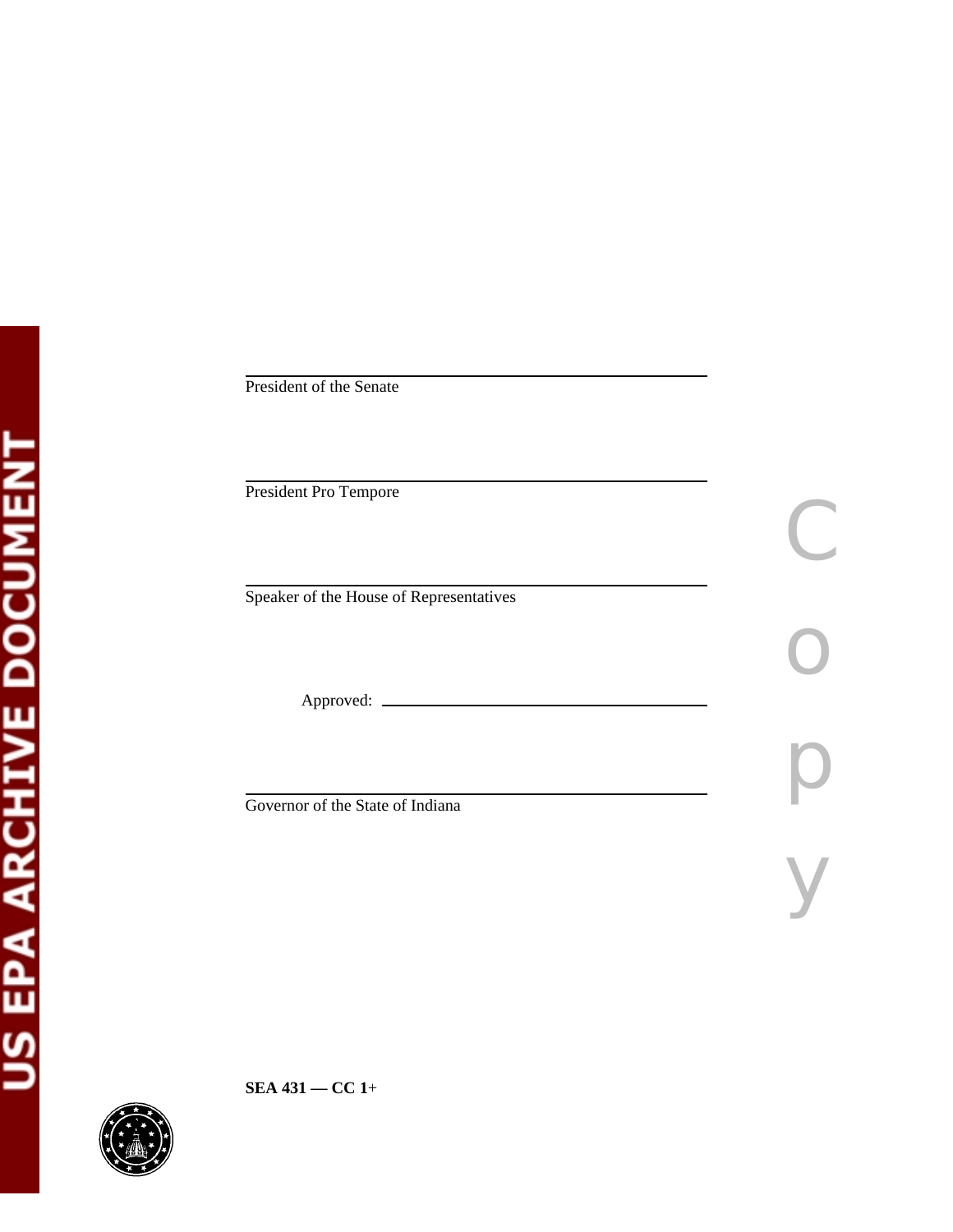President of the Senate

President Pro Tempore

Speaker of the House of Representatives

Approved: ___________________________________

Governor of the State of Indiana

**SEA 431 — CC 1**+